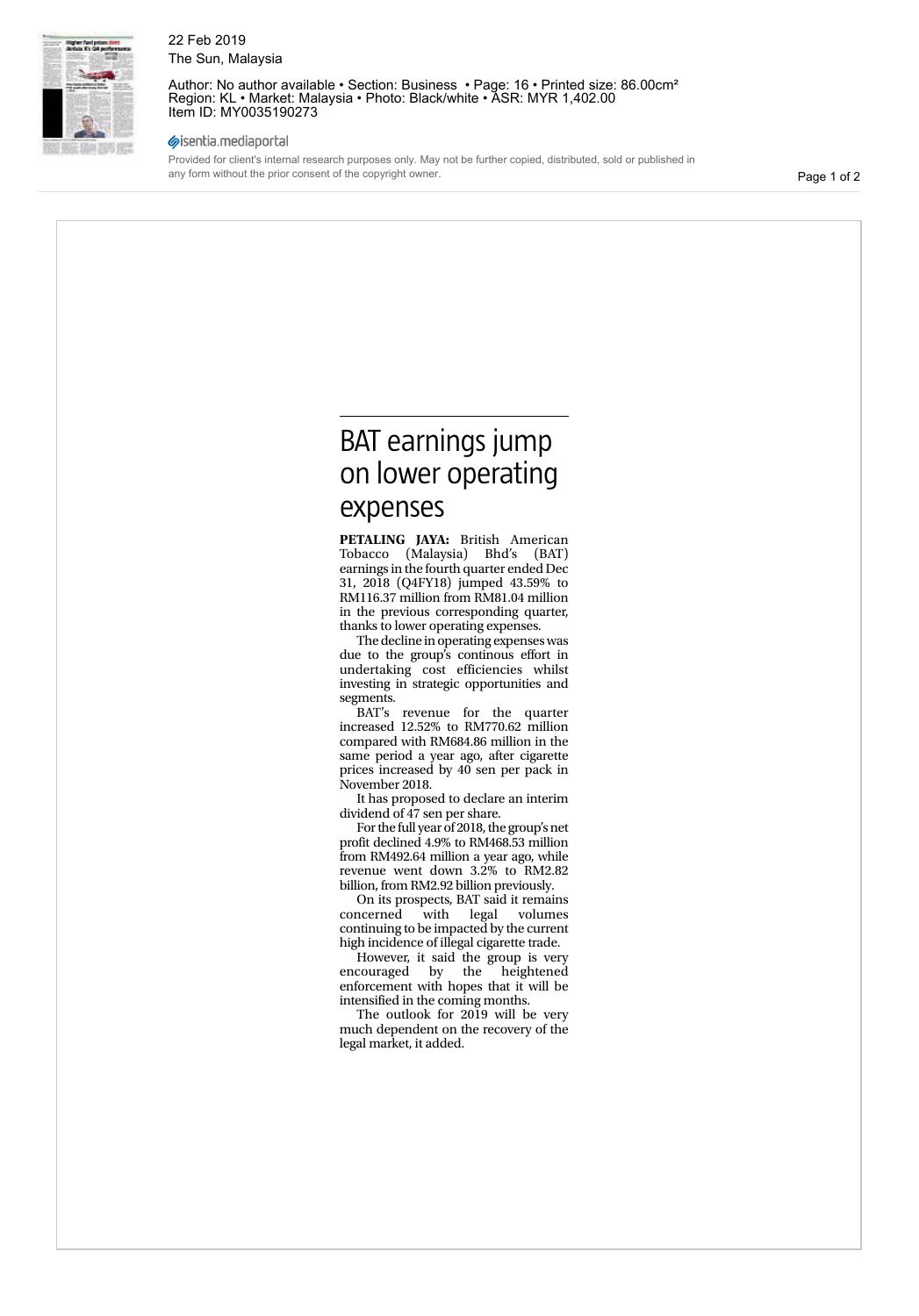22 Feb 2019
The Sun, Malaysia

Author: No author available • Section: Business • Page: 16 • Printed size: 86.00cm²
Region: KL • Market: Malaysia • Photo: Black/white • ASR: MYR 1,402.00
Item ID: MY0035190273

isentia.mediaportal

Provided for client's internal research purposes only. May not be further copied, distributed, sold or published in any form without the prior consent of the copyright owner.

# BAT earnings jump on lower operating expenses

**PETALING JAYA:** British American Tobacco (Malaysia) Bhd's (BAT) earnings in the fourth quarter ended Dec 31, 2018 (Q4FY18) jumped 43.59% to RM116.37 million from RM81.04 million in the previous corresponding quarter, thanks to lower operating expenses.

The decline in operating expenses was due to the group's continous effort in undertaking cost efficiencies whilst investing in strategic opportunities and segments.

BAT's revenue for the quarter increased 12.52% to RM770.62 million compared with RM684.86 million in the same period a year ago, after cigarette prices increased by 40 sen per pack in November 2018.

It has proposed to declare an interim dividend of 47 sen per share.

For the full year of 2018, the group's net profit declined 4.9% to RM468.53 million from RM492.64 million a year ago, while revenue went down 3.2% to RM2.82 billion, from RM2.92 billion previously.

On its prospects, BAT said it remains concerned with legal volumes continuing to be impacted by the current high incidence of illegal cigarette trade.

However, it said the group is very encouraged by the heightened enforcement with hopes that it will be intensified in the coming months.

The outlook for 2019 will be very much dependent on the recovery of the legal market, it added.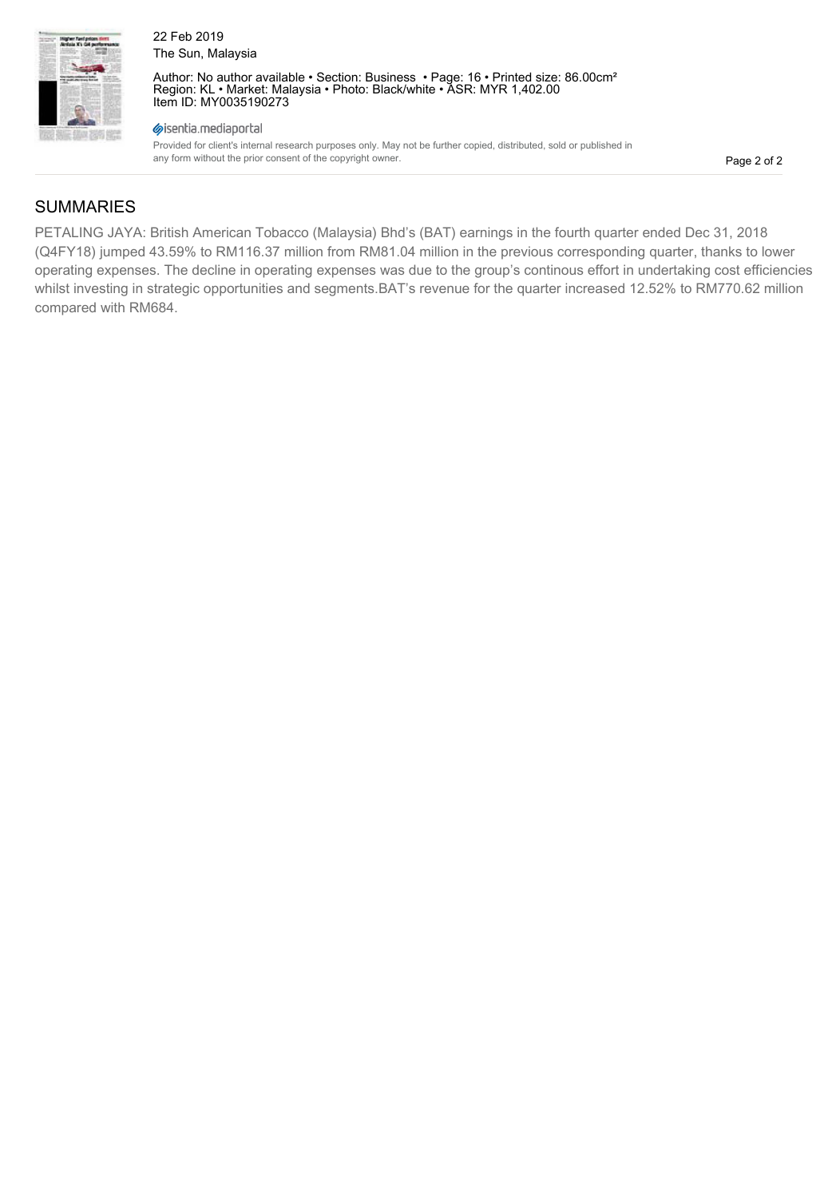22 Feb 2019
The Sun, Malaysia

Author: No author available • Section: Business • Page: 16 • Printed size: 86.00cm²
Region: KL • Market: Malaysia • Photo: Black/white • ASR: MYR 1,402.00
Item ID: MY0035190273

isentia.mediaportal

Provided for client's internal research purposes only. May not be further copied, distributed, sold or published in any form without the prior consent of the copyright owner.

## SUMMARIES

PETALING JAYA: British American Tobacco (Malaysia) Bhd's (BAT) earnings in the fourth quarter ended Dec 31, 2018 (Q4FY18) jumped 43.59% to RM116.37 million from RM81.04 million in the previous corresponding quarter, thanks to lower operating expenses. The decline in operating expenses was due to the group's continous effort in undertaking cost efficiencies whilst investing in strategic opportunities and segments.BAT's revenue for the quarter increased 12.52% to RM770.62 million compared with RM684.